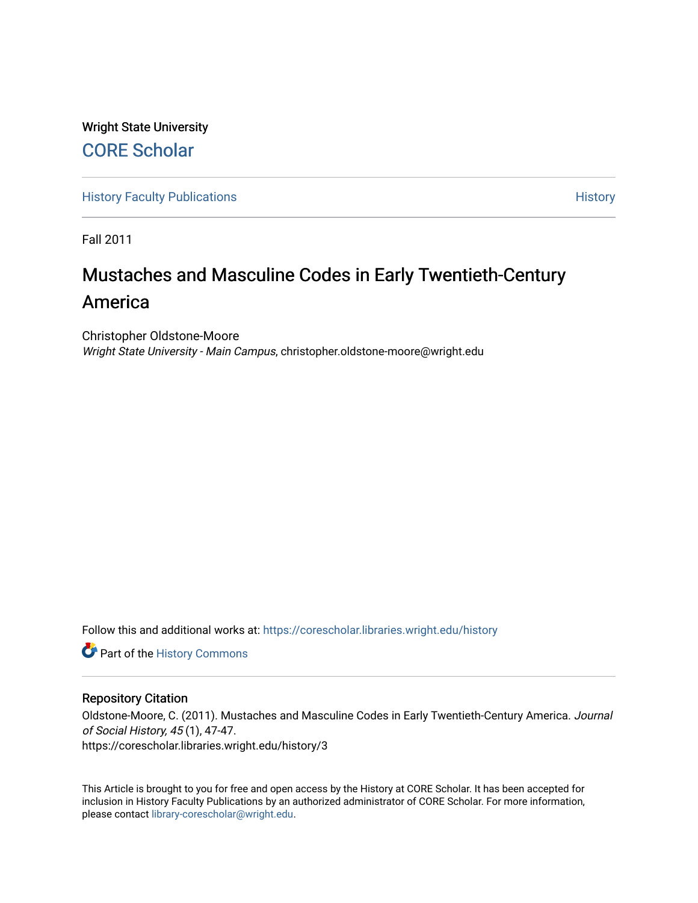Wright State University

CORE Scholar

History Faculty Publications | History

Fall 2011

# Mustaches and Masculine Codes in Early Twentieth-Century America

Christopher Oldstone-Moore
*Wright State University - Main Campus*, christopher.oldstone-moore@wright.edu

Follow this and additional works at: https://corescholar.libraries.wright.edu/history

Part of the History Commons

## Repository Citation

Oldstone-Moore, C. (2011). Mustaches and Masculine Codes in Early Twentieth-Century America. *Journal of Social History, 45* (1), 47-47.
https://corescholar.libraries.wright.edu/history/3

This Article is brought to you for free and open access by the History at CORE Scholar. It has been accepted for inclusion in History Faculty Publications by an authorized administrator of CORE Scholar. For more information, please contact library-corescholar@wright.edu.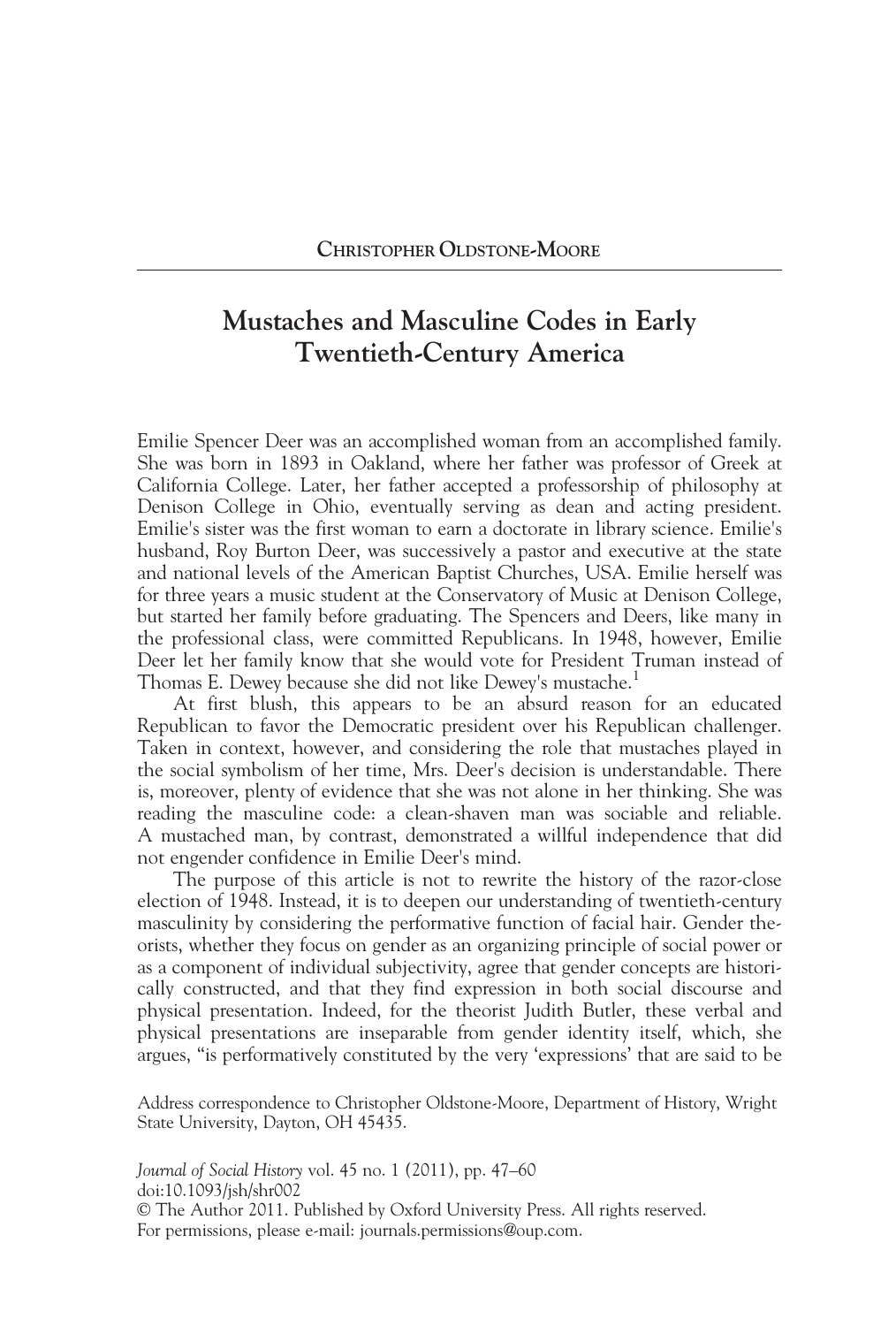Christopher Oldstone-Moore

# Mustaches and Masculine Codes in Early Twentieth-Century America

Emilie Spencer Deer was an accomplished woman from an accomplished family. She was born in 1893 in Oakland, where her father was professor of Greek at California College. Later, her father accepted a professorship of philosophy at Denison College in Ohio, eventually serving as dean and acting president. Emilie's sister was the first woman to earn a doctorate in library science. Emilie's husband, Roy Burton Deer, was successively a pastor and executive at the state and national levels of the American Baptist Churches, USA. Emilie herself was for three years a music student at the Conservatory of Music at Denison College, but started her family before graduating. The Spencers and Deers, like many in the professional class, were committed Republicans. In 1948, however, Emilie Deer let her family know that she would vote for President Truman instead of Thomas E. Dewey because she did not like Dewey's mustache.[1]

At first blush, this appears to be an absurd reason for an educated Republican to favor the Democratic president over his Republican challenger. Taken in context, however, and considering the role that mustaches played in the social symbolism of her time, Mrs. Deer's decision is understandable. There is, moreover, plenty of evidence that she was not alone in her thinking. She was reading the masculine code: a clean-shaven man was sociable and reliable. A mustached man, by contrast, demonstrated a willful independence that did not engender confidence in Emilie Deer's mind.

The purpose of this article is not to rewrite the history of the razor-close election of 1948. Instead, it is to deepen our understanding of twentieth-century masculinity by considering the performative function of facial hair. Gender theorists, whether they focus on gender as an organizing principle of social power or as a component of individual subjectivity, agree that gender concepts are historically constructed, and that they find expression in both social discourse and physical presentation. Indeed, for the theorist Judith Butler, these verbal and physical presentations are inseparable from gender identity itself, which, she argues, "is performatively constituted by the very 'expressions' that are said to be

Address correspondence to Christopher Oldstone-Moore, Department of History, Wright State University, Dayton, OH 45435.

*Journal of Social History* vol. 45 no. 1 (2011), pp. 47–60
doi:10.1093/jsh/shr002
© The Author 2011. Published by Oxford University Press. All rights reserved.
For permissions, please e-mail: journals.permissions@oup.com.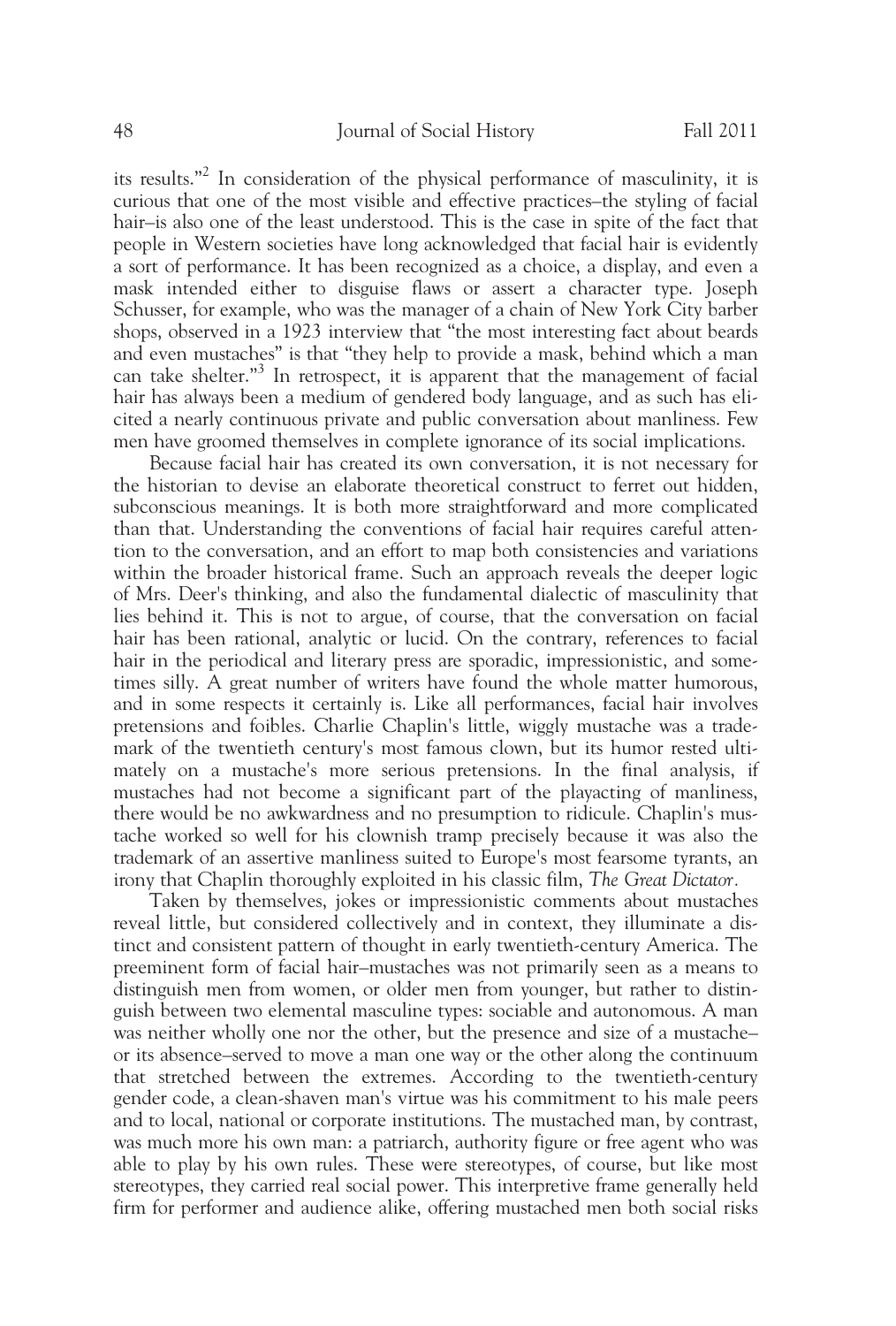its results."[2] In consideration of the physical performance of masculinity, it is curious that one of the most visible and effective practices–the styling of facial hair–is also one of the least understood. This is the case in spite of the fact that people in Western societies have long acknowledged that facial hair is evidently a sort of performance. It has been recognized as a choice, a display, and even a mask intended either to disguise flaws or assert a character type. Joseph Schusser, for example, who was the manager of a chain of New York City barber shops, observed in a 1923 interview that "the most interesting fact about beards and even mustaches" is that "they help to provide a mask, behind which a man can take shelter."[3] In retrospect, it is apparent that the management of facial hair has always been a medium of gendered body language, and as such has elicited a nearly continuous private and public conversation about manliness. Few men have groomed themselves in complete ignorance of its social implications.

Because facial hair has created its own conversation, it is not necessary for the historian to devise an elaborate theoretical construct to ferret out hidden, subconscious meanings. It is both more straightforward and more complicated than that. Understanding the conventions of facial hair requires careful attention to the conversation, and an effort to map both consistencies and variations within the broader historical frame. Such an approach reveals the deeper logic of Mrs. Deer's thinking, and also the fundamental dialectic of masculinity that lies behind it. This is not to argue, of course, that the conversation on facial hair has been rational, analytic or lucid. On the contrary, references to facial hair in the periodical and literary press are sporadic, impressionistic, and sometimes silly. A great number of writers have found the whole matter humorous, and in some respects it certainly is. Like all performances, facial hair involves pretensions and foibles. Charlie Chaplin's little, wiggly mustache was a trademark of the twentieth century's most famous clown, but its humor rested ultimately on a mustache's more serious pretensions. In the final analysis, if mustaches had not become a significant part of the playacting of manliness, there would be no awkwardness and no presumption to ridicule. Chaplin's mustache worked so well for his clownish tramp precisely because it was also the trademark of an assertive manliness suited to Europe's most fearsome tyrants, an irony that Chaplin thoroughly exploited in his classic film, *The Great Dictator*.

Taken by themselves, jokes or impressionistic comments about mustaches reveal little, but considered collectively and in context, they illuminate a distinct and consistent pattern of thought in early twentieth-century America. The preeminent form of facial hair–mustaches was not primarily seen as a means to distinguish men from women, or older men from younger, but rather to distinguish between two elemental masculine types: sociable and autonomous. A man was neither wholly one nor the other, but the presence and size of a mustache–or its absence–served to move a man one way or the other along the continuum that stretched between the extremes. According to the twentieth-century gender code, a clean-shaven man's virtue was his commitment to his male peers and to local, national or corporate institutions. The mustached man, by contrast, was much more his own man: a patriarch, authority figure or free agent who was able to play by his own rules. These were stereotypes, of course, but like most stereotypes, they carried real social power. This interpretive frame generally held firm for performer and audience alike, offering mustached men both social risks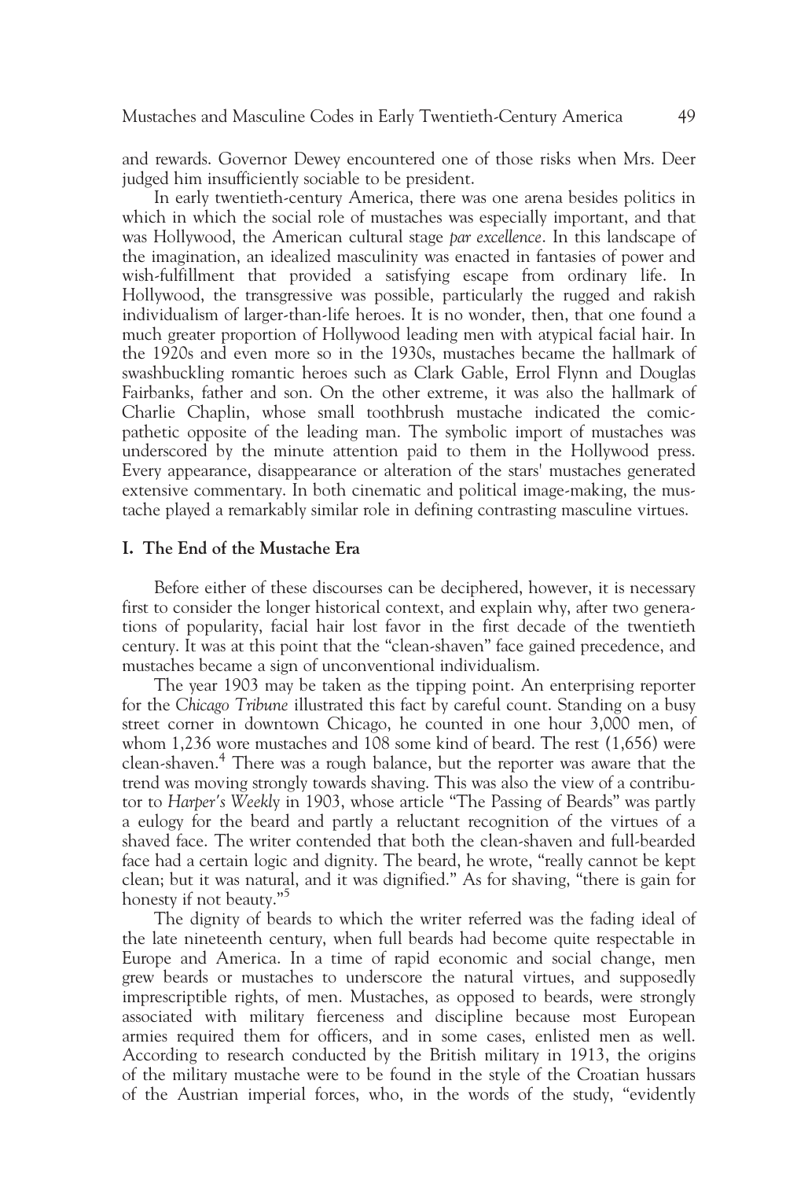and rewards. Governor Dewey encountered one of those risks when Mrs. Deer judged him insufficiently sociable to be president.

In early twentieth-century America, there was one arena besides politics in which in which the social role of mustaches was especially important, and that was Hollywood, the American cultural stage *par excellence*. In this landscape of the imagination, an idealized masculinity was enacted in fantasies of power and wish-fulfillment that provided a satisfying escape from ordinary life. In Hollywood, the transgressive was possible, particularly the rugged and rakish individualism of larger-than-life heroes. It is no wonder, then, that one found a much greater proportion of Hollywood leading men with atypical facial hair. In the 1920s and even more so in the 1930s, mustaches became the hallmark of swashbuckling romantic heroes such as Clark Gable, Errol Flynn and Douglas Fairbanks, father and son. On the other extreme, it was also the hallmark of Charlie Chaplin, whose small toothbrush mustache indicated the comic-pathetic opposite of the leading man. The symbolic import of mustaches was underscored by the minute attention paid to them in the Hollywood press. Every appearance, disappearance or alteration of the stars' mustaches generated extensive commentary. In both cinematic and political image-making, the mustache played a remarkably similar role in defining contrasting masculine virtues.

## I. The End of the Mustache Era

Before either of these discourses can be deciphered, however, it is necessary first to consider the longer historical context, and explain why, after two generations of popularity, facial hair lost favor in the first decade of the twentieth century. It was at this point that the "clean-shaven" face gained precedence, and mustaches became a sign of unconventional individualism.

The year 1903 may be taken as the tipping point. An enterprising reporter for the *Chicago Tribune* illustrated this fact by careful count. Standing on a busy street corner in downtown Chicago, he counted in one hour 3,000 men, of whom 1,236 wore mustaches and 108 some kind of beard. The rest (1,656) were clean-shaven.[4] There was a rough balance, but the reporter was aware that the trend was moving strongly towards shaving. This was also the view of a contributor to *Harper's Weekly* in 1903, whose article "The Passing of Beards" was partly a eulogy for the beard and partly a reluctant recognition of the virtues of a shaved face. The writer contended that both the clean-shaven and full-bearded face had a certain logic and dignity. The beard, he wrote, "really cannot be kept clean; but it was natural, and it was dignified." As for shaving, "there is gain for honesty if not beauty."[5]

The dignity of beards to which the writer referred was the fading ideal of the late nineteenth century, when full beards had become quite respectable in Europe and America. In a time of rapid economic and social change, men grew beards or mustaches to underscore the natural virtues, and supposedly imprescriptible rights, of men. Mustaches, as opposed to beards, were strongly associated with military fierceness and discipline because most European armies required them for officers, and in some cases, enlisted men as well. According to research conducted by the British military in 1913, the origins of the military mustache were to be found in the style of the Croatian hussars of the Austrian imperial forces, who, in the words of the study, "evidently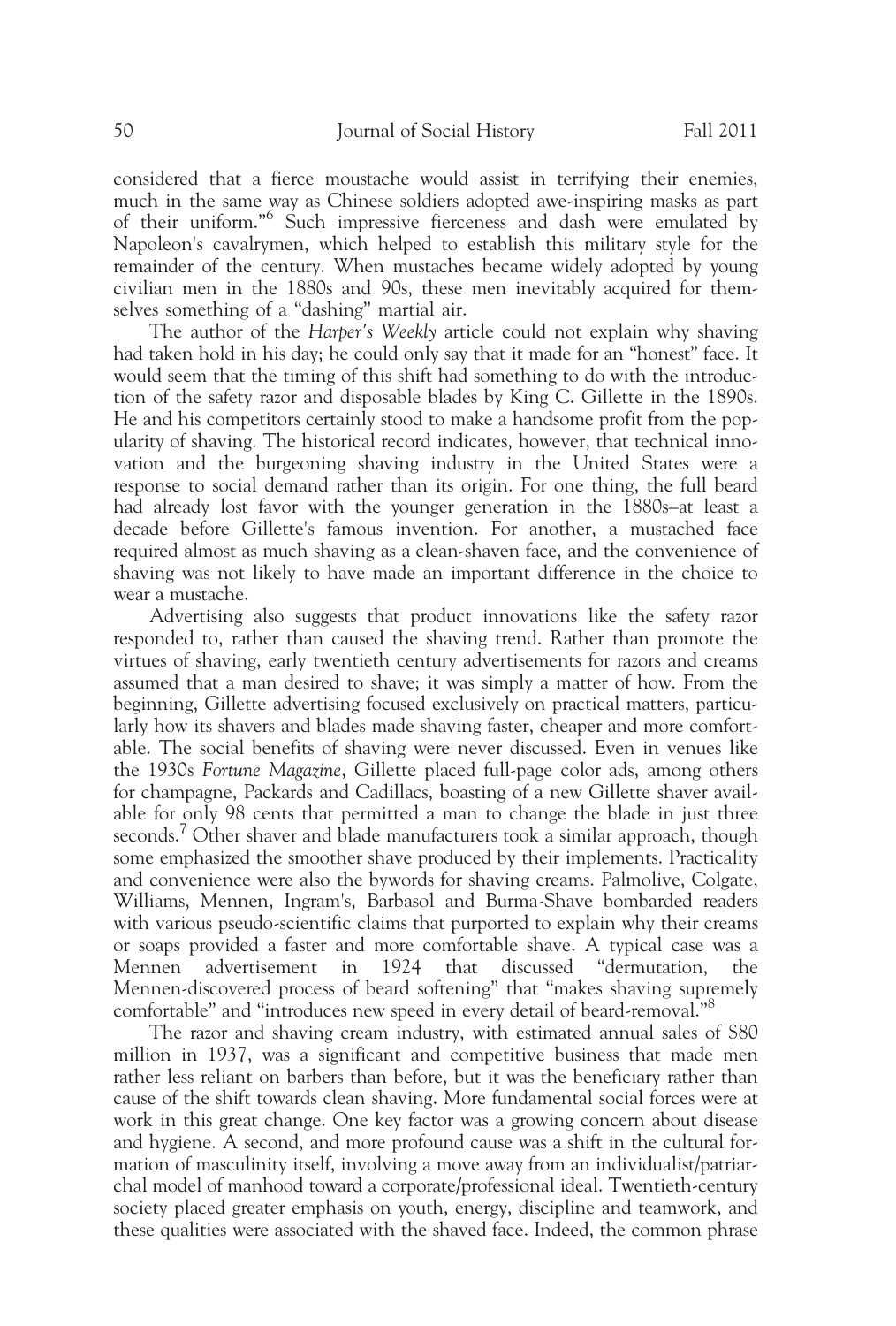considered that a fierce moustache would assist in terrifying their enemies, much in the same way as Chinese soldiers adopted awe-inspiring masks as part of their uniform."[6] Such impressive fierceness and dash were emulated by Napoleon's cavalrymen, which helped to establish this military style for the remainder of the century. When mustaches became widely adopted by young civilian men in the 1880s and 90s, these men inevitably acquired for themselves something of a "dashing" martial air.

The author of the *Harper's Weekly* article could not explain why shaving had taken hold in his day; he could only say that it made for an "honest" face. It would seem that the timing of this shift had something to do with the introduction of the safety razor and disposable blades by King C. Gillette in the 1890s. He and his competitors certainly stood to make a handsome profit from the popularity of shaving. The historical record indicates, however, that technical innovation and the burgeoning shaving industry in the United States were a response to social demand rather than its origin. For one thing, the full beard had already lost favor with the younger generation in the 1880s–at least a decade before Gillette's famous invention. For another, a mustached face required almost as much shaving as a clean-shaven face, and the convenience of shaving was not likely to have made an important difference in the choice to wear a mustache.

Advertising also suggests that product innovations like the safety razor responded to, rather than caused the shaving trend. Rather than promote the virtues of shaving, early twentieth century advertisements for razors and creams assumed that a man desired to shave; it was simply a matter of how. From the beginning, Gillette advertising focused exclusively on practical matters, particularly how its shavers and blades made shaving faster, cheaper and more comfortable. The social benefits of shaving were never discussed. Even in venues like the 1930s *Fortune Magazine*, Gillette placed full-page color ads, among others for champagne, Packards and Cadillacs, boasting of a new Gillette shaver available for only 98 cents that permitted a man to change the blade in just three seconds.[7] Other shaver and blade manufacturers took a similar approach, though some emphasized the smoother shave produced by their implements. Practicality and convenience were also the bywords for shaving creams. Palmolive, Colgate, Williams, Mennen, Ingram's, Barbasol and Burma-Shave bombarded readers with various pseudo-scientific claims that purported to explain why their creams or soaps provided a faster and more comfortable shave. A typical case was a Mennen advertisement in 1924 that discussed "dermutation, the Mennen-discovered process of beard softening" that "makes shaving supremely comfortable" and "introduces new speed in every detail of beard-removal."[8]

The razor and shaving cream industry, with estimated annual sales of $80 million in 1937, was a significant and competitive business that made men rather less reliant on barbers than before, but it was the beneficiary rather than cause of the shift towards clean shaving. More fundamental social forces were at work in this great change. One key factor was a growing concern about disease and hygiene. A second, and more profound cause was a shift in the cultural formation of masculinity itself, involving a move away from an individualist/patriarchal model of manhood toward a corporate/professional ideal. Twentieth-century society placed greater emphasis on youth, energy, discipline and teamwork, and these qualities were associated with the shaved face. Indeed, the common phrase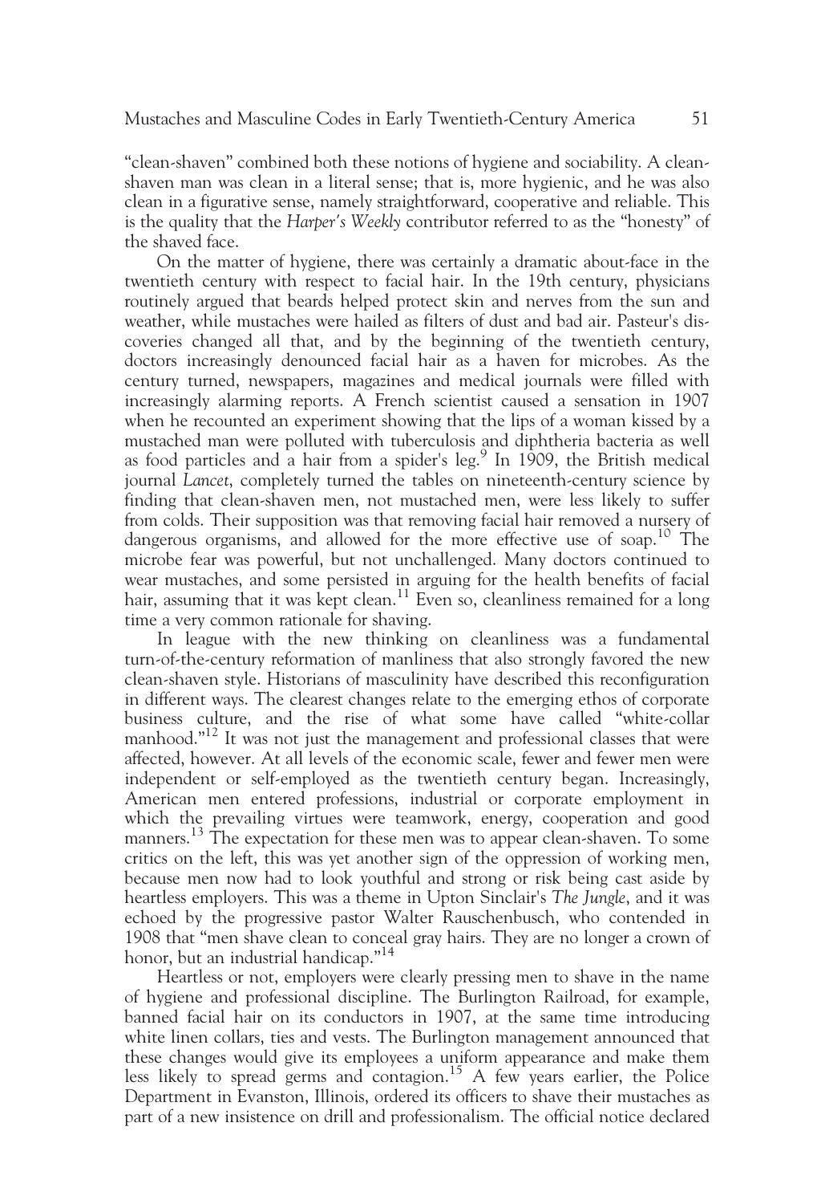"clean-shaven" combined both these notions of hygiene and sociability. A clean-shaven man was clean in a literal sense; that is, more hygienic, and he was also clean in a figurative sense, namely straightforward, cooperative and reliable. This is the quality that the *Harper's Weekly* contributor referred to as the "honesty" of the shaved face.

On the matter of hygiene, there was certainly a dramatic about-face in the twentieth century with respect to facial hair. In the 19th century, physicians routinely argued that beards helped protect skin and nerves from the sun and weather, while mustaches were hailed as filters of dust and bad air. Pasteur's discoveries changed all that, and by the beginning of the twentieth century, doctors increasingly denounced facial hair as a haven for microbes. As the century turned, newspapers, magazines and medical journals were filled with increasingly alarming reports. A French scientist caused a sensation in 1907 when he recounted an experiment showing that the lips of a woman kissed by a mustached man were polluted with tuberculosis and diphtheria bacteria as well as food particles and a hair from a spider's leg.[9] In 1909, the British medical journal *Lancet*, completely turned the tables on nineteenth-century science by finding that clean-shaven men, not mustached men, were less likely to suffer from colds. Their supposition was that removing facial hair removed a nursery of dangerous organisms, and allowed for the more effective use of soap.[10] The microbe fear was powerful, but not unchallenged. Many doctors continued to wear mustaches, and some persisted in arguing for the health benefits of facial hair, assuming that it was kept clean.[11] Even so, cleanliness remained for a long time a very common rationale for shaving.

In league with the new thinking on cleanliness was a fundamental turn-of-the-century reformation of manliness that also strongly favored the new clean-shaven style. Historians of masculinity have described this reconfiguration in different ways. The clearest changes relate to the emerging ethos of corporate business culture, and the rise of what some have called "white-collar manhood."[12] It was not just the management and professional classes that were affected, however. At all levels of the economic scale, fewer and fewer men were independent or self-employed as the twentieth century began. Increasingly, American men entered professions, industrial or corporate employment in which the prevailing virtues were teamwork, energy, cooperation and good manners.[13] The expectation for these men was to appear clean-shaven. To some critics on the left, this was yet another sign of the oppression of working men, because men now had to look youthful and strong or risk being cast aside by heartless employers. This was a theme in Upton Sinclair's *The Jungle*, and it was echoed by the progressive pastor Walter Rauschenbusch, who contended in 1908 that "men shave clean to conceal gray hairs. They are no longer a crown of honor, but an industrial handicap."[14]

Heartless or not, employers were clearly pressing men to shave in the name of hygiene and professional discipline. The Burlington Railroad, for example, banned facial hair on its conductors in 1907, at the same time introducing white linen collars, ties and vests. The Burlington management announced that these changes would give its employees a uniform appearance and make them less likely to spread germs and contagion.[15] A few years earlier, the Police Department in Evanston, Illinois, ordered its officers to shave their mustaches as part of a new insistence on drill and professionalism. The official notice declared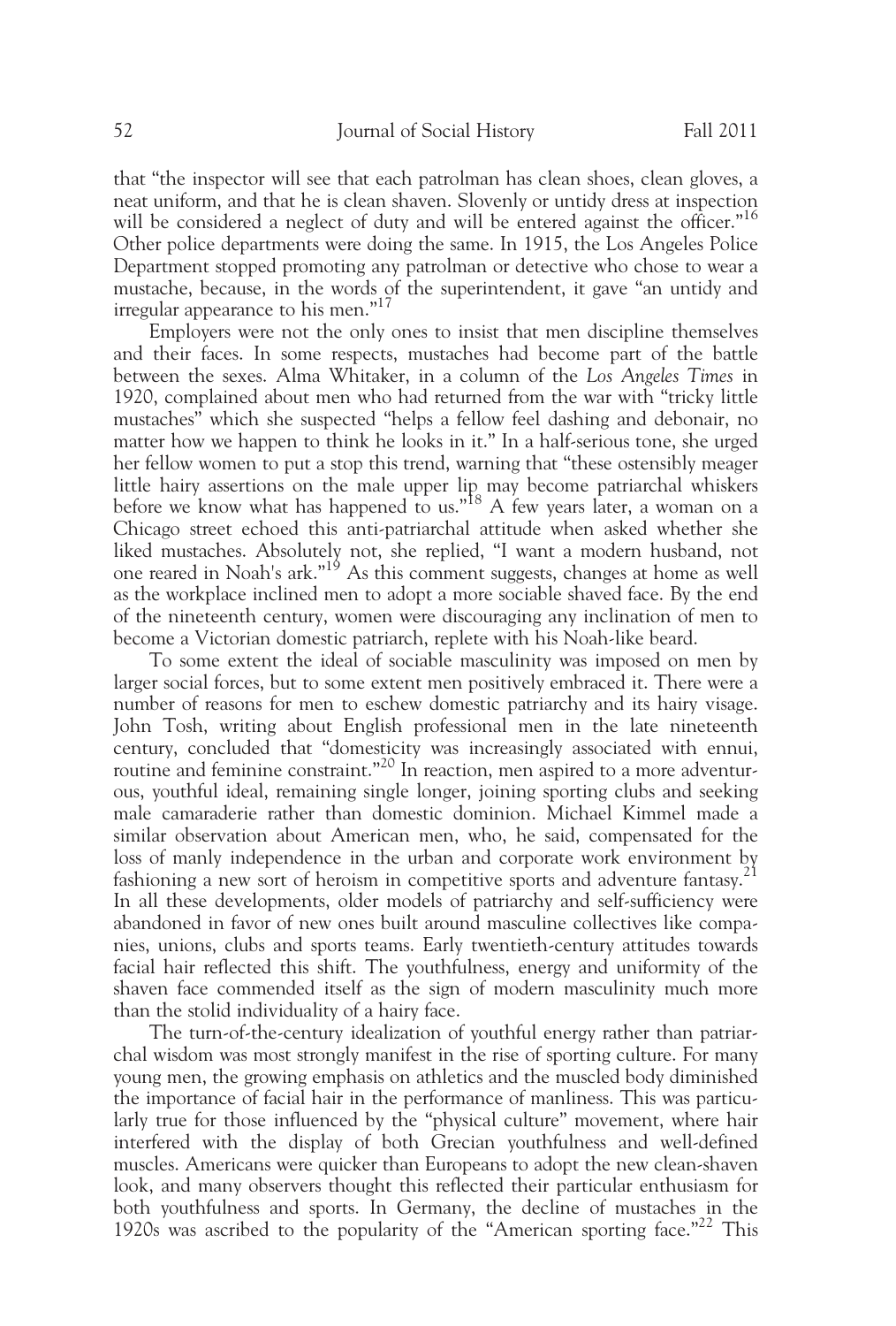that "the inspector will see that each patrolman has clean shoes, clean gloves, a neat uniform, and that he is clean shaven. Slovenly or untidy dress at inspection will be considered a neglect of duty and will be entered against the officer."[16] Other police departments were doing the same. In 1915, the Los Angeles Police Department stopped promoting any patrolman or detective who chose to wear a mustache, because, in the words of the superintendent, it gave "an untidy and irregular appearance to his men."[17]

Employers were not the only ones to insist that men discipline themselves and their faces. In some respects, mustaches had become part of the battle between the sexes. Alma Whitaker, in a column of the *Los Angeles Times* in 1920, complained about men who had returned from the war with "tricky little mustaches" which she suspected "helps a fellow feel dashing and debonair, no matter how we happen to think he looks in it." In a half-serious tone, she urged her fellow women to put a stop this trend, warning that "these ostensibly meager little hairy assertions on the male upper lip may become patriarchal whiskers before we know what has happened to us."[18] A few years later, a woman on a Chicago street echoed this anti-patriarchal attitude when asked whether she liked mustaches. Absolutely not, she replied, "I want a modern husband, not one reared in Noah's ark."[19] As this comment suggests, changes at home as well as the workplace inclined men to adopt a more sociable shaved face. By the end of the nineteenth century, women were discouraging any inclination of men to become a Victorian domestic patriarch, replete with his Noah-like beard.

To some extent the ideal of sociable masculinity was imposed on men by larger social forces, but to some extent men positively embraced it. There were a number of reasons for men to eschew domestic patriarchy and its hairy visage. John Tosh, writing about English professional men in the late nineteenth century, concluded that "domesticity was increasingly associated with ennui, routine and feminine constraint."[20] In reaction, men aspired to a more adventurous, youthful ideal, remaining single longer, joining sporting clubs and seeking male camaraderie rather than domestic dominion. Michael Kimmel made a similar observation about American men, who, he said, compensated for the loss of manly independence in the urban and corporate work environment by fashioning a new sort of heroism in competitive sports and adventure fantasy.[21] In all these developments, older models of patriarchy and self-sufficiency were abandoned in favor of new ones built around masculine collectives like companies, unions, clubs and sports teams. Early twentieth-century attitudes towards facial hair reflected this shift. The youthfulness, energy and uniformity of the shaven face commended itself as the sign of modern masculinity much more than the stolid individuality of a hairy face.

The turn-of-the-century idealization of youthful energy rather than patriarchal wisdom was most strongly manifest in the rise of sporting culture. For many young men, the growing emphasis on athletics and the muscled body diminished the importance of facial hair in the performance of manliness. This was particularly true for those influenced by the "physical culture" movement, where hair interfered with the display of both Grecian youthfulness and well-defined muscles. Americans were quicker than Europeans to adopt the new clean-shaven look, and many observers thought this reflected their particular enthusiasm for both youthfulness and sports. In Germany, the decline of mustaches in the 1920s was ascribed to the popularity of the "American sporting face."[22] This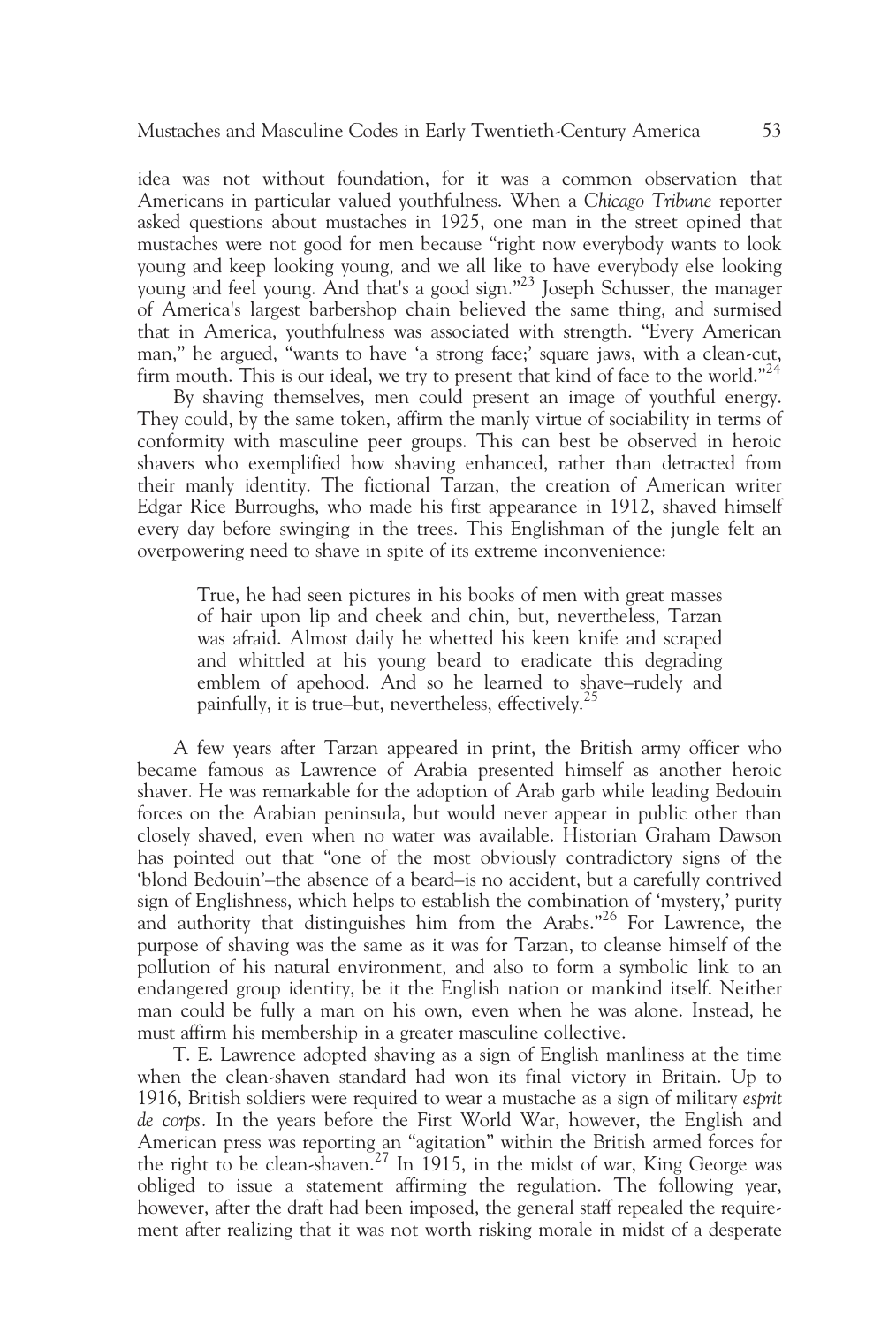idea was not without foundation, for it was a common observation that Americans in particular valued youthfulness. When a *Chicago Tribune* reporter asked questions about mustaches in 1925, one man in the street opined that mustaches were not good for men because "right now everybody wants to look young and keep looking young, and we all like to have everybody else looking young and feel young. And that's a good sign."[23] Joseph Schusser, the manager of America's largest barbershop chain believed the same thing, and surmised that in America, youthfulness was associated with strength. "Every American man," he argued, "wants to have 'a strong face;' square jaws, with a clean-cut, firm mouth. This is our ideal, we try to present that kind of face to the world."[24]

By shaving themselves, men could present an image of youthful energy. They could, by the same token, affirm the manly virtue of sociability in terms of conformity with masculine peer groups. This can best be observed in heroic shavers who exemplified how shaving enhanced, rather than detracted from their manly identity. The fictional Tarzan, the creation of American writer Edgar Rice Burroughs, who made his first appearance in 1912, shaved himself every day before swinging in the trees. This Englishman of the jungle felt an overpowering need to shave in spite of its extreme inconvenience:

> True, he had seen pictures in his books of men with great masses of hair upon lip and cheek and chin, but, nevertheless, Tarzan was afraid. Almost daily he whetted his keen knife and scraped and whittled at his young beard to eradicate this degrading emblem of apehood. And so he learned to shave–rudely and painfully, it is true–but, nevertheless, effectively.[25]

A few years after Tarzan appeared in print, the British army officer who became famous as Lawrence of Arabia presented himself as another heroic shaver. He was remarkable for the adoption of Arab garb while leading Bedouin forces on the Arabian peninsula, but would never appear in public other than closely shaved, even when no water was available. Historian Graham Dawson has pointed out that "one of the most obviously contradictory signs of the 'blond Bedouin'–the absence of a beard–is no accident, but a carefully contrived sign of Englishness, which helps to establish the combination of 'mystery,' purity and authority that distinguishes him from the Arabs."[26] For Lawrence, the purpose of shaving was the same as it was for Tarzan, to cleanse himself of the pollution of his natural environment, and also to form a symbolic link to an endangered group identity, be it the English nation or mankind itself. Neither man could be fully a man on his own, even when he was alone. Instead, he must affirm his membership in a greater masculine collective.

T. E. Lawrence adopted shaving as a sign of English manliness at the time when the clean-shaven standard had won its final victory in Britain. Up to 1916, British soldiers were required to wear a mustache as a sign of military *esprit de corps*. In the years before the First World War, however, the English and American press was reporting an "agitation" within the British armed forces for the right to be clean-shaven.[27] In 1915, in the midst of war, King George was obliged to issue a statement affirming the regulation. The following year, however, after the draft had been imposed, the general staff repealed the requirement after realizing that it was not worth risking morale in midst of a desperate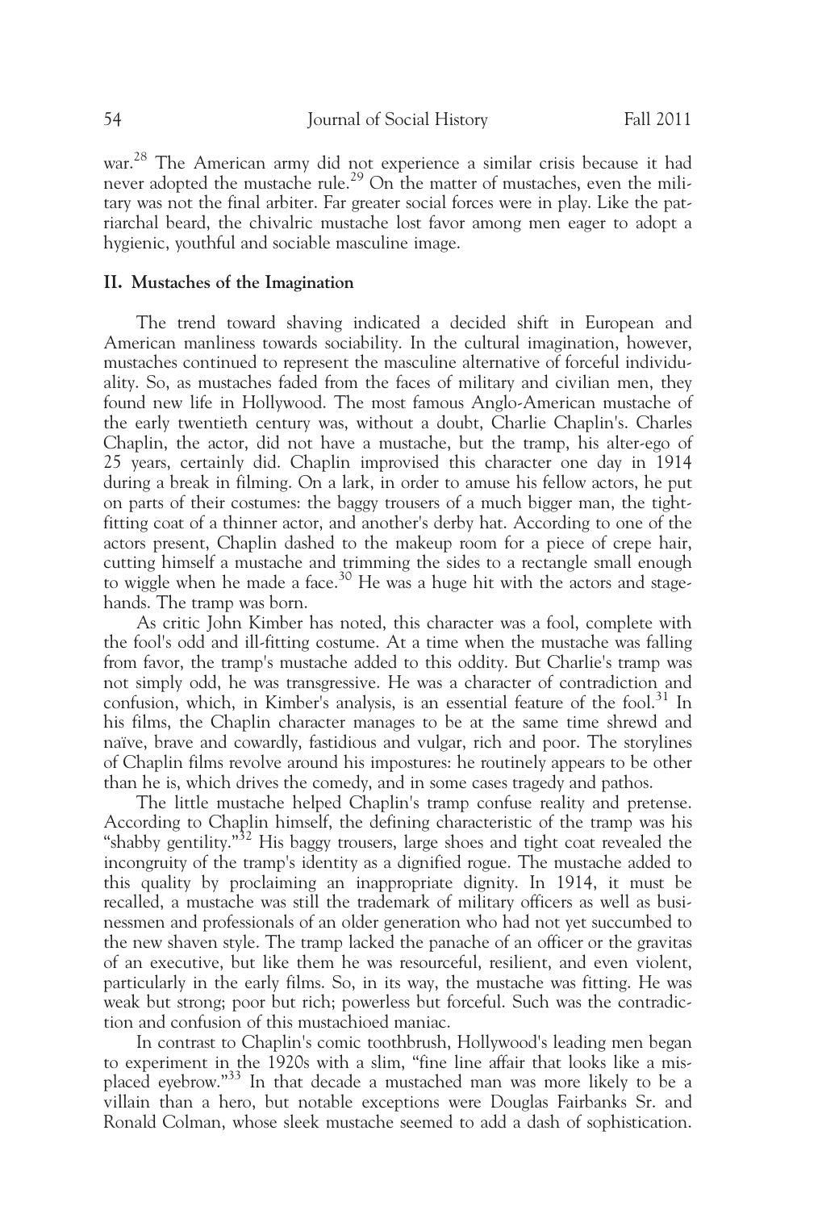war.[28] The American army did not experience a similar crisis because it had never adopted the mustache rule.[29] On the matter of mustaches, even the military was not the final arbiter. Far greater social forces were in play. Like the patriarchal beard, the chivalric mustache lost favor among men eager to adopt a hygienic, youthful and sociable masculine image.

## II. Mustaches of the Imagination

The trend toward shaving indicated a decided shift in European and American manliness towards sociability. In the cultural imagination, however, mustaches continued to represent the masculine alternative of forceful individuality. So, as mustaches faded from the faces of military and civilian men, they found new life in Hollywood. The most famous Anglo-American mustache of the early twentieth century was, without a doubt, Charlie Chaplin's. Charles Chaplin, the actor, did not have a mustache, but the tramp, his alter-ego of 25 years, certainly did. Chaplin improvised this character one day in 1914 during a break in filming. On a lark, in order to amuse his fellow actors, he put on parts of their costumes: the baggy trousers of a much bigger man, the tight-fitting coat of a thinner actor, and another's derby hat. According to one of the actors present, Chaplin dashed to the makeup room for a piece of crepe hair, cutting himself a mustache and trimming the sides to a rectangle small enough to wiggle when he made a face.[30] He was a huge hit with the actors and stagehands. The tramp was born.

As critic John Kimber has noted, this character was a fool, complete with the fool's odd and ill-fitting costume. At a time when the mustache was falling from favor, the tramp's mustache added to this oddity. But Charlie's tramp was not simply odd, he was transgressive. He was a character of contradiction and confusion, which, in Kimber's analysis, is an essential feature of the fool.[31] In his films, the Chaplin character manages to be at the same time shrewd and naïve, brave and cowardly, fastidious and vulgar, rich and poor. The storylines of Chaplin films revolve around his impostures: he routinely appears to be other than he is, which drives the comedy, and in some cases tragedy and pathos.

The little mustache helped Chaplin's tramp confuse reality and pretense. According to Chaplin himself, the defining characteristic of the tramp was his "shabby gentility."[32] His baggy trousers, large shoes and tight coat revealed the incongruity of the tramp's identity as a dignified rogue. The mustache added to this quality by proclaiming an inappropriate dignity. In 1914, it must be recalled, a mustache was still the trademark of military officers as well as businessmen and professionals of an older generation who had not yet succumbed to the new shaven style. The tramp lacked the panache of an officer or the gravitas of an executive, but like them he was resourceful, resilient, and even violent, particularly in the early films. So, in its way, the mustache was fitting. He was weak but strong; poor but rich; powerless but forceful. Such was the contradiction and confusion of this mustachioed maniac.

In contrast to Chaplin's comic toothbrush, Hollywood's leading men began to experiment in the 1920s with a slim, "fine line affair that looks like a misplaced eyebrow."[33] In that decade a mustached man was more likely to be a villain than a hero, but notable exceptions were Douglas Fairbanks Sr. and Ronald Colman, whose sleek mustache seemed to add a dash of sophistication.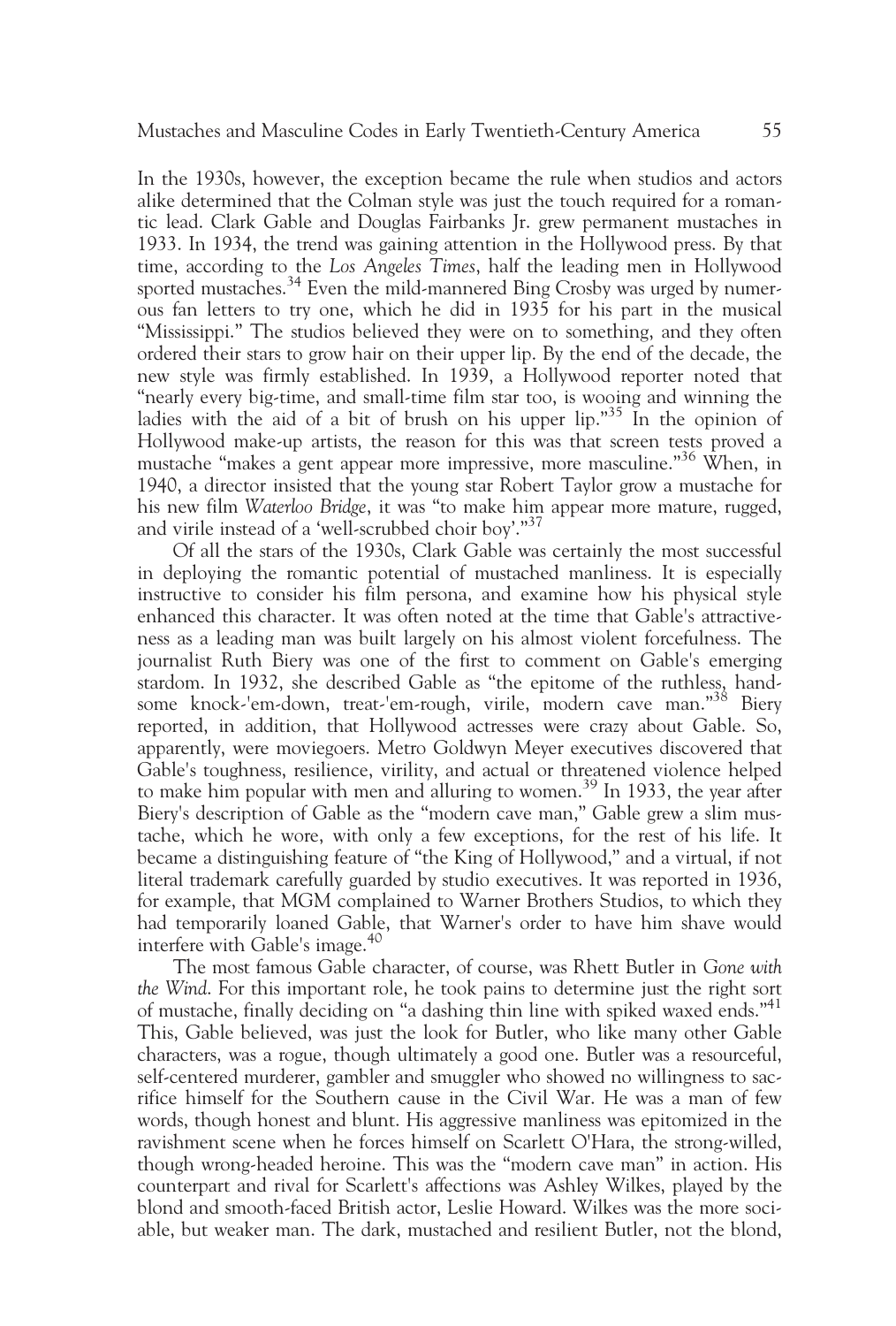In the 1930s, however, the exception became the rule when studios and actors alike determined that the Colman style was just the touch required for a romantic lead. Clark Gable and Douglas Fairbanks Jr. grew permanent mustaches in 1933. In 1934, the trend was gaining attention in the Hollywood press. By that time, according to the *Los Angeles Times*, half the leading men in Hollywood sported mustaches.[34] Even the mild-mannered Bing Crosby was urged by numerous fan letters to try one, which he did in 1935 for his part in the musical "Mississippi." The studios believed they were on to something, and they often ordered their stars to grow hair on their upper lip. By the end of the decade, the new style was firmly established. In 1939, a Hollywood reporter noted that "nearly every big-time, and small-time film star too, is wooing and winning the ladies with the aid of a bit of brush on his upper lip."[35] In the opinion of Hollywood make-up artists, the reason for this was that screen tests proved a mustache "makes a gent appear more impressive, more masculine."[36] When, in 1940, a director insisted that the young star Robert Taylor grow a mustache for his new film *Waterloo Bridge*, it was "to make him appear more mature, rugged, and virile instead of a 'well-scrubbed choir boy'."[37]

Of all the stars of the 1930s, Clark Gable was certainly the most successful in deploying the romantic potential of mustached manliness. It is especially instructive to consider his film persona, and examine how his physical style enhanced this character. It was often noted at the time that Gable's attractiveness as a leading man was built largely on his almost violent forcefulness. The journalist Ruth Biery was one of the first to comment on Gable's emerging stardom. In 1932, she described Gable as "the epitome of the ruthless, handsome knock-'em-down, treat-'em-rough, virile, modern cave man."[38] Biery reported, in addition, that Hollywood actresses were crazy about Gable. So, apparently, were moviegoers. Metro Goldwyn Meyer executives discovered that Gable's toughness, resilience, virility, and actual or threatened violence helped to make him popular with men and alluring to women.[39] In 1933, the year after Biery's description of Gable as the "modern cave man," Gable grew a slim mustache, which he wore, with only a few exceptions, for the rest of his life. It became a distinguishing feature of "the King of Hollywood," and a virtual, if not literal trademark carefully guarded by studio executives. It was reported in 1936, for example, that MGM complained to Warner Brothers Studios, to which they had temporarily loaned Gable, that Warner's order to have him shave would interfere with Gable's image.[40]

The most famous Gable character, of course, was Rhett Butler in *Gone with the Wind*. For this important role, he took pains to determine just the right sort of mustache, finally deciding on "a dashing thin line with spiked waxed ends."[41] This, Gable believed, was just the look for Butler, who like many other Gable characters, was a rogue, though ultimately a good one. Butler was a resourceful, self-centered murderer, gambler and smuggler who showed no willingness to sacrifice himself for the Southern cause in the Civil War. He was a man of few words, though honest and blunt. His aggressive manliness was epitomized in the ravishment scene when he forces himself on Scarlett O'Hara, the strong-willed, though wrong-headed heroine. This was the "modern cave man" in action. His counterpart and rival for Scarlett's affections was Ashley Wilkes, played by the blond and smooth-faced British actor, Leslie Howard. Wilkes was the more sociable, but weaker man. The dark, mustached and resilient Butler, not the blond,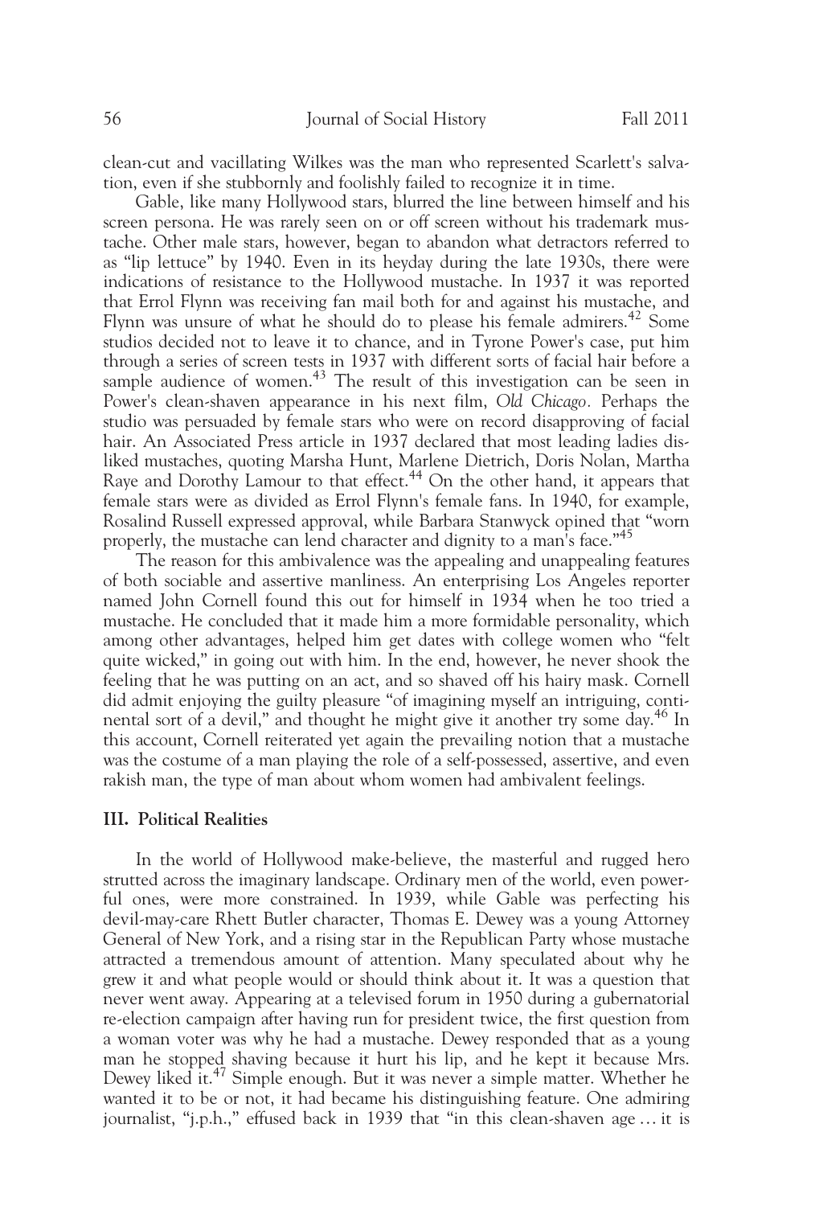clean-cut and vacillating Wilkes was the man who represented Scarlett's salvation, even if she stubbornly and foolishly failed to recognize it in time.

Gable, like many Hollywood stars, blurred the line between himself and his screen persona. He was rarely seen on or off screen without his trademark mustache. Other male stars, however, began to abandon what detractors referred to as "lip lettuce" by 1940. Even in its heyday during the late 1930s, there were indications of resistance to the Hollywood mustache. In 1937 it was reported that Errol Flynn was receiving fan mail both for and against his mustache, and Flynn was unsure of what he should do to please his female admirers.[42] Some studios decided not to leave it to chance, and in Tyrone Power's case, put him through a series of screen tests in 1937 with different sorts of facial hair before a sample audience of women.[43] The result of this investigation can be seen in Power's clean-shaven appearance in his next film, *Old Chicago*. Perhaps the studio was persuaded by female stars who were on record disapproving of facial hair. An Associated Press article in 1937 declared that most leading ladies disliked mustaches, quoting Marsha Hunt, Marlene Dietrich, Doris Nolan, Martha Raye and Dorothy Lamour to that effect.[44] On the other hand, it appears that female stars were as divided as Errol Flynn's female fans. In 1940, for example, Rosalind Russell expressed approval, while Barbara Stanwyck opined that "worn properly, the mustache can lend character and dignity to a man's face."[45]

The reason for this ambivalence was the appealing and unappealing features of both sociable and assertive manliness. An enterprising Los Angeles reporter named John Cornell found this out for himself in 1934 when he too tried a mustache. He concluded that it made him a more formidable personality, which among other advantages, helped him get dates with college women who "felt quite wicked," in going out with him. In the end, however, he never shook the feeling that he was putting on an act, and so shaved off his hairy mask. Cornell did admit enjoying the guilty pleasure "of imagining myself an intriguing, continental sort of a devil," and thought he might give it another try some day.[46] In this account, Cornell reiterated yet again the prevailing notion that a mustache was the costume of a man playing the role of a self-possessed, assertive, and even rakish man, the type of man about whom women had ambivalent feelings.

### III. Political Realities

In the world of Hollywood make-believe, the masterful and rugged hero strutted across the imaginary landscape. Ordinary men of the world, even powerful ones, were more constrained. In 1939, while Gable was perfecting his devil-may-care Rhett Butler character, Thomas E. Dewey was a young Attorney General of New York, and a rising star in the Republican Party whose mustache attracted a tremendous amount of attention. Many speculated about why he grew it and what people would or should think about it. It was a question that never went away. Appearing at a televised forum in 1950 during a gubernatorial re-election campaign after having run for president twice, the first question from a woman voter was why he had a mustache. Dewey responded that as a young man he stopped shaving because it hurt his lip, and he kept it because Mrs. Dewey liked it.[47] Simple enough. But it was never a simple matter. Whether he wanted it to be or not, it had became his distinguishing feature. One admiring journalist, "j.p.h.," effused back in 1939 that "in this clean-shaven age … it is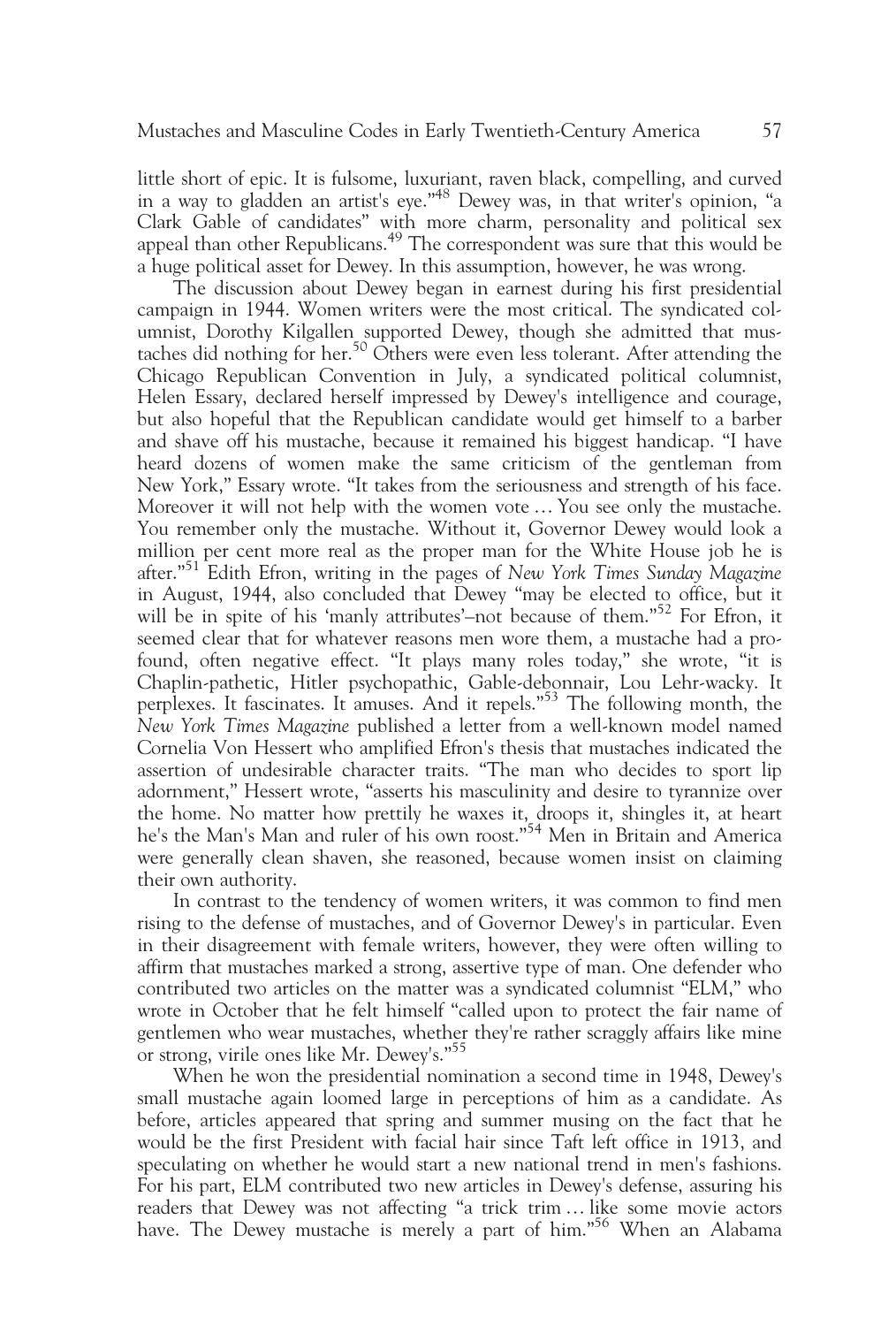little short of epic. It is fulsome, luxuriant, raven black, compelling, and curved in a way to gladden an artist's eye."[48] Dewey was, in that writer's opinion, "a Clark Gable of candidates" with more charm, personality and political sex appeal than other Republicans.[49] The correspondent was sure that this would be a huge political asset for Dewey. In this assumption, however, he was wrong.

The discussion about Dewey began in earnest during his first presidential campaign in 1944. Women writers were the most critical. The syndicated columnist, Dorothy Kilgallen supported Dewey, though she admitted that mustaches did nothing for her.[50] Others were even less tolerant. After attending the Chicago Republican Convention in July, a syndicated political columnist, Helen Essary, declared herself impressed by Dewey's intelligence and courage, but also hopeful that the Republican candidate would get himself to a barber and shave off his mustache, because it remained his biggest handicap. "I have heard dozens of women make the same criticism of the gentleman from New York," Essary wrote. "It takes from the seriousness and strength of his face. Moreover it will not help with the women vote … You see only the mustache. You remember only the mustache. Without it, Governor Dewey would look a million per cent more real as the proper man for the White House job he is after."[51] Edith Efron, writing in the pages of *New York Times Sunday Magazine* in August, 1944, also concluded that Dewey "may be elected to office, but it will be in spite of his 'manly attributes'–not because of them."[52] For Efron, it seemed clear that for whatever reasons men wore them, a mustache had a profound, often negative effect. "It plays many roles today," she wrote, "it is Chaplin-pathetic, Hitler psychopathic, Gable-debonnair, Lou Lehr-wacky. It perplexes. It fascinates. It amuses. And it repels."[53] The following month, the *New York Times Magazine* published a letter from a well-known model named Cornelia Von Hessert who amplified Efron's thesis that mustaches indicated the assertion of undesirable character traits. "The man who decides to sport lip adornment," Hessert wrote, "asserts his masculinity and desire to tyrannize over the home. No matter how prettily he waxes it, droops it, shingles it, at heart he's the Man's Man and ruler of his own roost."[54] Men in Britain and America were generally clean shaven, she reasoned, because women insist on claiming their own authority.

In contrast to the tendency of women writers, it was common to find men rising to the defense of mustaches, and of Governor Dewey's in particular. Even in their disagreement with female writers, however, they were often willing to affirm that mustaches marked a strong, assertive type of man. One defender who contributed two articles on the matter was a syndicated columnist "ELM," who wrote in October that he felt himself "called upon to protect the fair name of gentlemen who wear mustaches, whether they're rather scraggly affairs like mine or strong, virile ones like Mr. Dewey's."[55]

When he won the presidential nomination a second time in 1948, Dewey's small mustache again loomed large in perceptions of him as a candidate. As before, articles appeared that spring and summer musing on the fact that he would be the first President with facial hair since Taft left office in 1913, and speculating on whether he would start a new national trend in men's fashions. For his part, ELM contributed two new articles in Dewey's defense, assuring his readers that Dewey was not affecting "a trick trim … like some movie actors have. The Dewey mustache is merely a part of him."[56] When an Alabama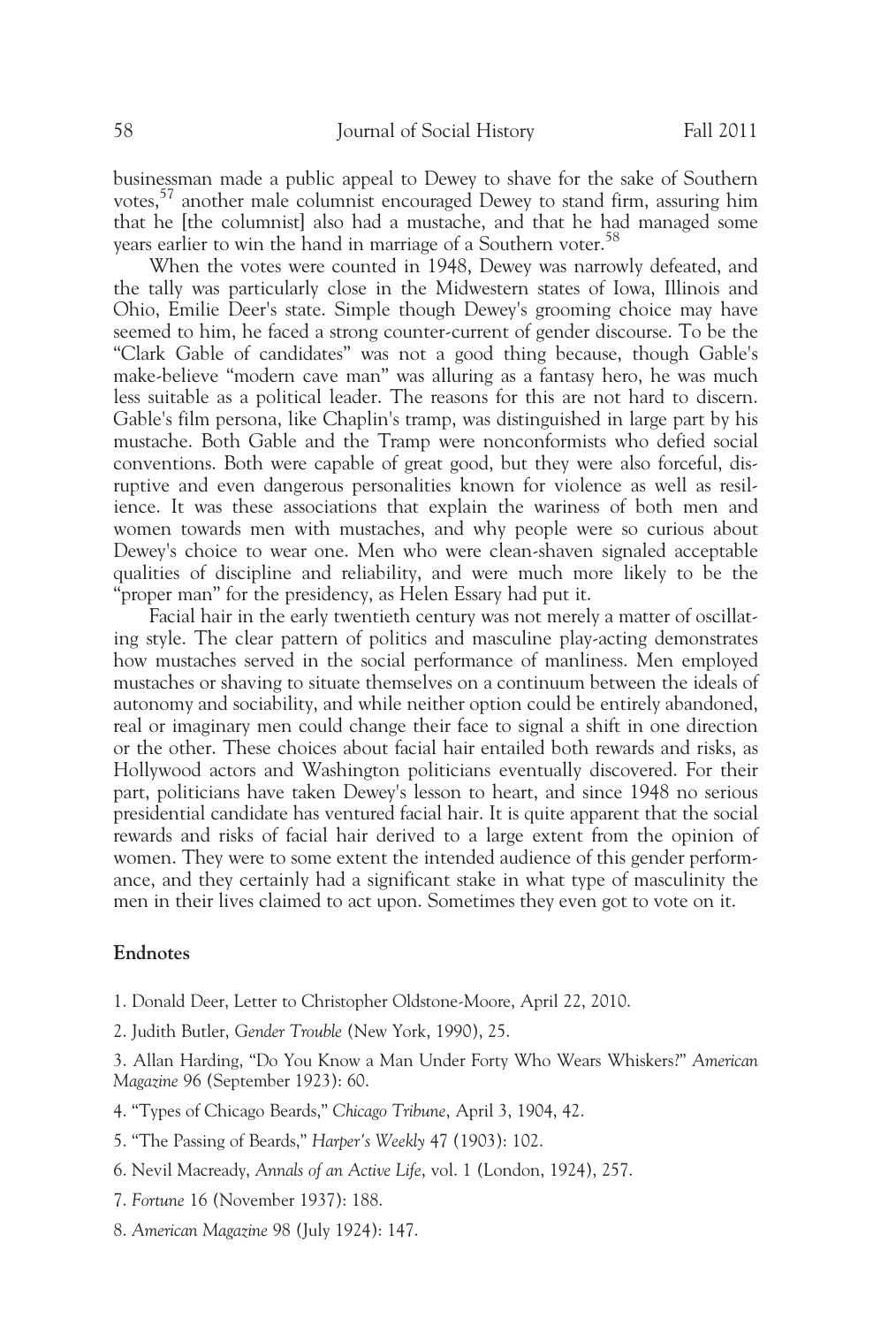businessman made a public appeal to Dewey to shave for the sake of Southern votes,[57] another male columnist encouraged Dewey to stand firm, assuring him that he [the columnist] also had a mustache, and that he had managed some years earlier to win the hand in marriage of a Southern voter.[58]

When the votes were counted in 1948, Dewey was narrowly defeated, and the tally was particularly close in the Midwestern states of Iowa, Illinois and Ohio, Emilie Deer's state. Simple though Dewey's grooming choice may have seemed to him, he faced a strong counter-current of gender discourse. To be the "Clark Gable of candidates" was not a good thing because, though Gable's make-believe "modern cave man" was alluring as a fantasy hero, he was much less suitable as a political leader. The reasons for this are not hard to discern. Gable's film persona, like Chaplin's tramp, was distinguished in large part by his mustache. Both Gable and the Tramp were nonconformists who defied social conventions. Both were capable of great good, but they were also forceful, disruptive and even dangerous personalities known for violence as well as resilience. It was these associations that explain the wariness of both men and women towards men with mustaches, and why people were so curious about Dewey's choice to wear one. Men who were clean-shaven signaled acceptable qualities of discipline and reliability, and were much more likely to be the "proper man" for the presidency, as Helen Essary had put it.

Facial hair in the early twentieth century was not merely a matter of oscillating style. The clear pattern of politics and masculine play-acting demonstrates how mustaches served in the social performance of manliness. Men employed mustaches or shaving to situate themselves on a continuum between the ideals of autonomy and sociability, and while neither option could be entirely abandoned, real or imaginary men could change their face to signal a shift in one direction or the other. These choices about facial hair entailed both rewards and risks, as Hollywood actors and Washington politicians eventually discovered. For their part, politicians have taken Dewey's lesson to heart, and since 1948 no serious presidential candidate has ventured facial hair. It is quite apparent that the social rewards and risks of facial hair derived to a large extent from the opinion of women. They were to some extent the intended audience of this gender performance, and they certainly had a significant stake in what type of masculinity the men in their lives claimed to act upon. Sometimes they even got to vote on it.

## Endnotes

1. Donald Deer, Letter to Christopher Oldstone-Moore, April 22, 2010.

2. Judith Butler, *Gender Trouble* (New York, 1990), 25.

3. Allan Harding, "Do You Know a Man Under Forty Who Wears Whiskers?" *American Magazine* 96 (September 1923): 60.

4. "Types of Chicago Beards," *Chicago Tribune*, April 3, 1904, 42.

5. "The Passing of Beards," *Harper's Weekly* 47 (1903): 102.

6. Nevil Macready, *Annals of an Active Life*, vol. 1 (London, 1924), 257.

7. *Fortune* 16 (November 1937): 188.

8. *American Magazine* 98 (July 1924): 147.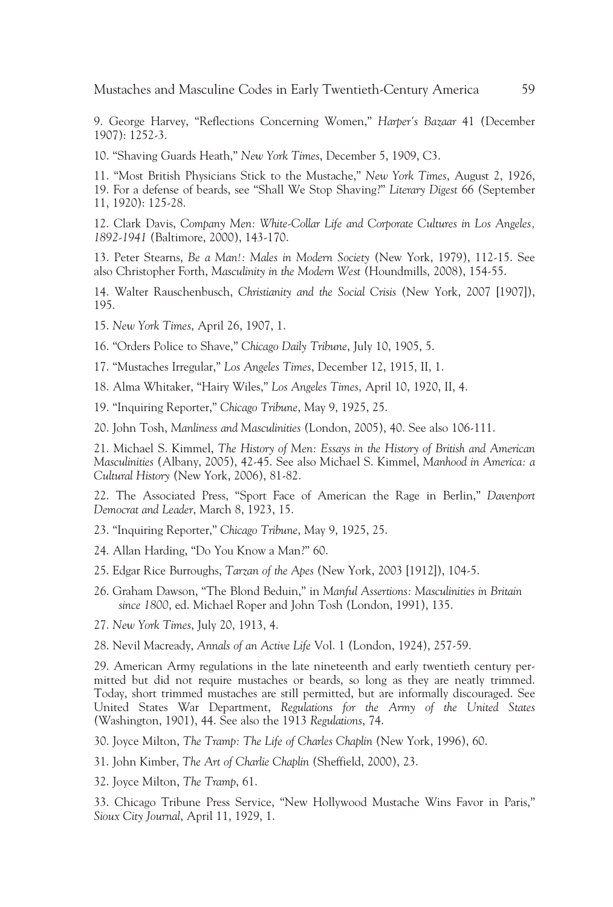9. George Harvey, "Reflections Concerning Women," *Harper's Bazaar* 41 (December 1907): 1252-3.

10. "Shaving Guards Heath," *New York Times*, December 5, 1909, C3.

11. "Most British Physicians Stick to the Mustache," *New York Times*, August 2, 1926, 19. For a defense of beards, see "Shall We Stop Shaving?" *Literary Digest* 66 (September 11, 1920): 125-28.

12. Clark Davis, *Company Men: White-Collar Life and Corporate Cultures in Los Angeles, 1892-1941* (Baltimore, 2000), 143-170.

13. Peter Stearns, *Be a Man!: Males in Modern Society* (New York, 1979), 112-15. See also Christopher Forth, *Masculinity in the Modern West* (Houndmills, 2008), 154-55.

14. Walter Rauschenbusch, *Christianity and the Social Crisis* (New York, 2007 [1907]), 195.

15. *New York Times*, April 26, 1907, 1.

16. "Orders Police to Shave," *Chicago Daily Tribune*, July 10, 1905, 5.

17. "Mustaches Irregular," *Los Angeles Times*, December 12, 1915, II, 1.

18. Alma Whitaker, "Hairy Wiles," *Los Angeles Times*, April 10, 1920, II, 4.

19. "Inquiring Reporter," *Chicago Tribune*, May 9, 1925, 25.

20. John Tosh, *Manliness and Masculinities* (London, 2005), 40. See also 106-111.

21. Michael S. Kimmel, *The History of Men: Essays in the History of British and American Masculinities* (Albany, 2005), 42-45. See also Michael S. Kimmel, *Manhood in America: a Cultural History* (New York, 2006), 81-82.

22. The Associated Press, "Sport Face of American the Rage in Berlin," *Davenport Democrat and Leader*, March 8, 1923, 15.

23. "Inquiring Reporter," *Chicago Tribune*, May 9, 1925, 25.

24. Allan Harding, "Do You Know a Man?" 60.

25. Edgar Rice Burroughs, *Tarzan of the Apes* (New York, 2003 [1912]), 104-5.

26. Graham Dawson, "The Blond Beduin," in *Manful Assertions: Masculinities in Britain since 1800*, ed. Michael Roper and John Tosh (London, 1991), 135.

27. *New York Times*, July 20, 1913, 4.

28. Nevil Macready, *Annals of an Active Life* Vol. 1 (London, 1924), 257-59.

29. American Army regulations in the late nineteenth and early twentieth century permitted but did not require mustaches or beards, so long as they are neatly trimmed. Today, short trimmed mustaches are still permitted, but are informally discouraged. See United States War Department, *Regulations for the Army of the United States* (Washington, 1901), 44. See also the 1913 *Regulations*, 74.

30. Joyce Milton, *The Tramp: The Life of Charles Chaplin* (New York, 1996), 60.

31. John Kimber, *The Art of Charlie Chaplin* (Sheffield, 2000), 23.

32. Joyce Milton, *The Tramp*, 61.

33. Chicago Tribune Press Service, "New Hollywood Mustache Wins Favor in Paris," *Sioux City Journal*, April 11, 1929, 1.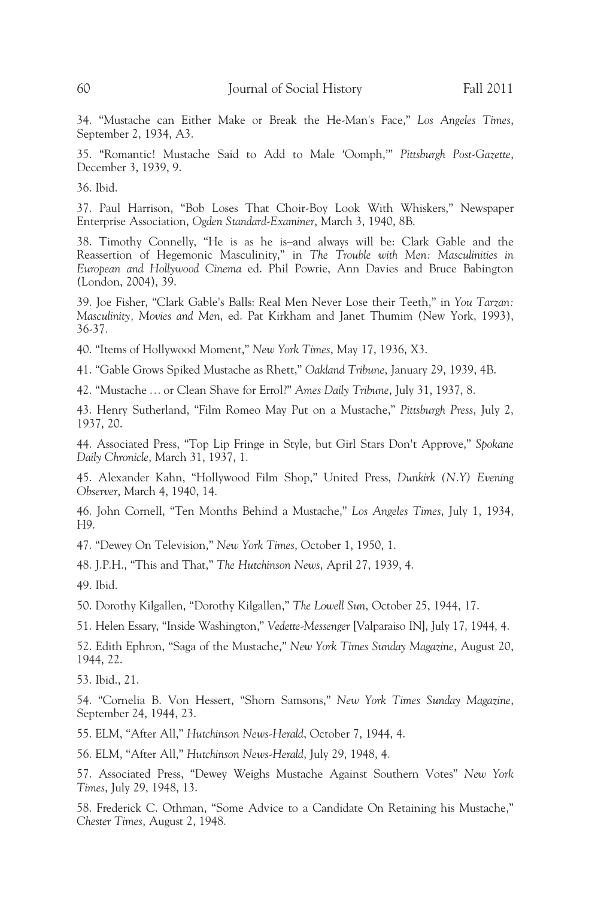34. "Mustache can Either Make or Break the He-Man's Face," *Los Angeles Times*, September 2, 1934, A3.

35. "Romantic! Mustache Said to Add to Male 'Oomph,'" *Pittsburgh Post-Gazette*, December 3, 1939, 9.

36. Ibid.

37. Paul Harrison, "Bob Loses That Choir-Boy Look With Whiskers," Newspaper Enterprise Association, *Ogden Standard-Examiner*, March 3, 1940, 8B.

38. Timothy Connelly, "He is as he is–and always will be: Clark Gable and the Reassertion of Hegemonic Masculinity," in *The Trouble with Men: Masculinities in European and Hollywood Cinema* ed. Phil Powrie, Ann Davies and Bruce Babington (London, 2004), 39.

39. Joe Fisher, "Clark Gable's Balls: Real Men Never Lose their Teeth," in *You Tarzan: Masculinity, Movies and Men*, ed. Pat Kirkham and Janet Thumim (New York, 1993), 36-37.

40. "Items of Hollywood Moment," *New York Times*, May 17, 1936, X3.

41. "Gable Grows Spiked Mustache as Rhett," *Oakland Tribune*, January 29, 1939, 4B.

42. "Mustache … or Clean Shave for Errol?" *Ames Daily Tribune*, July 31, 1937, 8.

43. Henry Sutherland, "Film Romeo May Put on a Mustache," *Pittsburgh Press*, July 2, 1937, 20.

44. Associated Press, "Top Lip Fringe in Style, but Girl Stars Don't Approve," *Spokane Daily Chronicle*, March 31, 1937, 1.

45. Alexander Kahn, "Hollywood Film Shop," United Press, *Dunkirk (N.Y) Evening Observer*, March 4, 1940, 14.

46. John Cornell, "Ten Months Behind a Mustache," *Los Angeles Times*, July 1, 1934, H9.

47. "Dewey On Television," *New York Times*, October 1, 1950, 1.

48. J.P.H., "This and That," *The Hutchinson News*, April 27, 1939, 4.

49. Ibid.

50. Dorothy Kilgallen, "Dorothy Kilgallen," *The Lowell Sun*, October 25, 1944, 17.

51. Helen Essary, "Inside Washington," *Vedette-Messenger* [Valparaiso IN], July 17, 1944, 4.

52. Edith Ephron, "Saga of the Mustache," *New York Times Sunday Magazine*, August 20, 1944, 22.

53. Ibid., 21.

54. "Cornelia B. Von Hessert, "Shorn Samsons," *New York Times Sunday Magazine*, September 24, 1944, 23.

55. ELM, "After All," *Hutchinson News-Herald*, October 7, 1944, 4.

56. ELM, "After All," *Hutchinson News-Herald*, July 29, 1948, 4.

57. Associated Press, "Dewey Weighs Mustache Against Southern Votes" *New York Times*, July 29, 1948, 13.

58. Frederick C. Othman, "Some Advice to a Candidate On Retaining his Mustache," *Chester Times*, August 2, 1948.